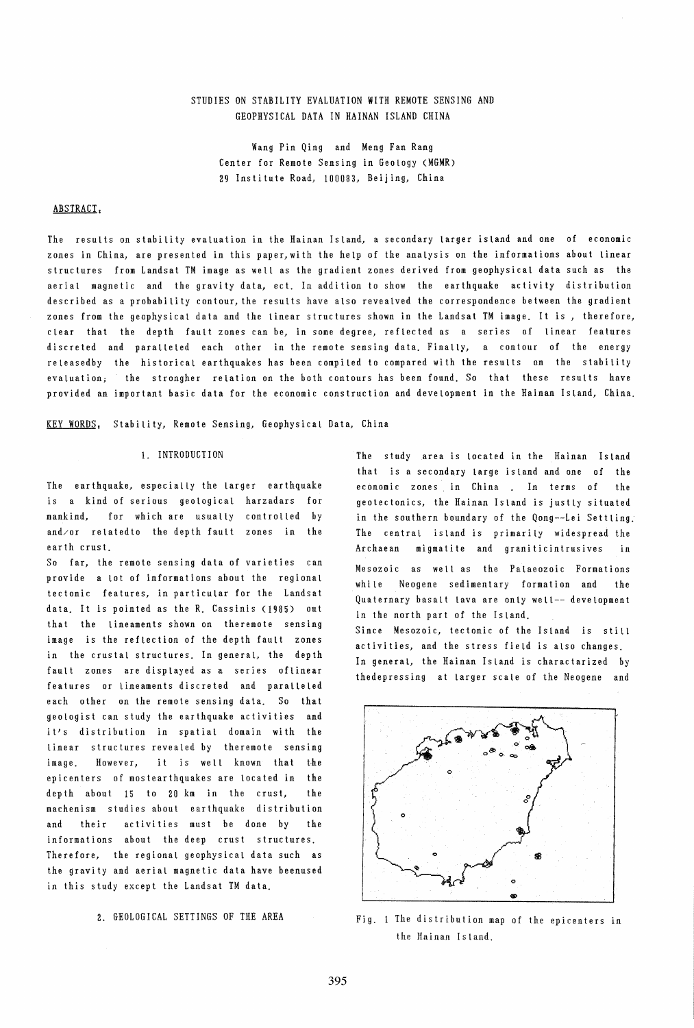# STUDIES ON STABILITY EVALUATION WITH REMOTE SENSING AND GEOPHYSICAL DATA IN HAINAN ISLAND CHINA

Wang Pin Qing and Meng Fan Rang
Center for Remote Sensing in Geology (MGMR)
29 Institute Road, 100083, Beijing, China

## ABSTRACT:

The results on stability evaluation in the Hainan Island, a secondary larger island and one of economic zones in China, are presented in this paper,with the help of the analysis on the informations about linear structures from Landsat TM image as well as the gradient zones derived from geophysical data such as the aerial magnetic and the gravity data, ect. In addition to show the earthquake activity distribution described as a probability contour,the results have also revealved the correspondence between the gradient zones from the geophysical data and the linear structures shown in the Landsat TM image. It is , therefore, clear that the depth fault zones can be, in some degree, reflected as a series of linear features discreted and paralleled each other in the remote sensing data. Finally, a contour of the energy releasedby the historical earthquakes has been compiled to compared with the results on the stability evaluation; the strongher relation on the both contours has been found. So that these results have provided an important basic data for the economic construction and development in the Hainan Island, China.

KEY WORDS: Stability, Remote Sensing, Geophysical Data, China

## 1. INTRODUCTION

The earthquake, especially the larger earthquake is a kind of serious geological harzadars for mankind, for which are usually controlled by and/or relatedto the depth fault zones in the earth crust.

So far, the remote sensing data of varieties can provide a lot of informations about the regional tectonic features, in particular for the Landsat data. It is pointed as the R. Cassinis (1985) out that the lineaments shown on theremote sensing image is the reflection of the depth fault zones in the crustal structures. In general, the depth fault zones are displayed as a series oflinear features or lineaments discreted and paralleled each other on the remote sensing data. So that geologist can study the earthquake activities and it's distribution in spatial domain with the linear structures revealed by theremote sensing image. However, it is well known that the epicenters of mostearthquakes are located in the depth about 15 to 20 km in the crust, the machenism studies about earthquake distribution and their activities must be done by the informations about the deep crust structures. Therefore, the regional geophysical data such as the gravity and aerial magnetic data have beenused in this study except the Landsat TM data.

## 2. GEOLOGICAL SETTINGS OF THE AREA

The study area is located in the Hainan Island that is a secondary large island and one of the economic zones in China . In terms of the geotectonics, the Hainan Island is justly situated in the southern boundary of the Qong--Lei Settling. The central island is primarily widespread the Archaean migmatite and graniticintrusives in Mesozoic as well as the Palaeozoic Formations while Neogene sedimentary formation and the Quaternary basalt lava are only well-- development in the north part of the Island.

Since Mesozoic, tectonic of the Island is still activities, and the stress field is also changes. In general, the Hainan Island is charactarized by thedepressing at larger scale of the Neogene and

Fig. 1 The distribution map of the epicenters in the Hainan Island.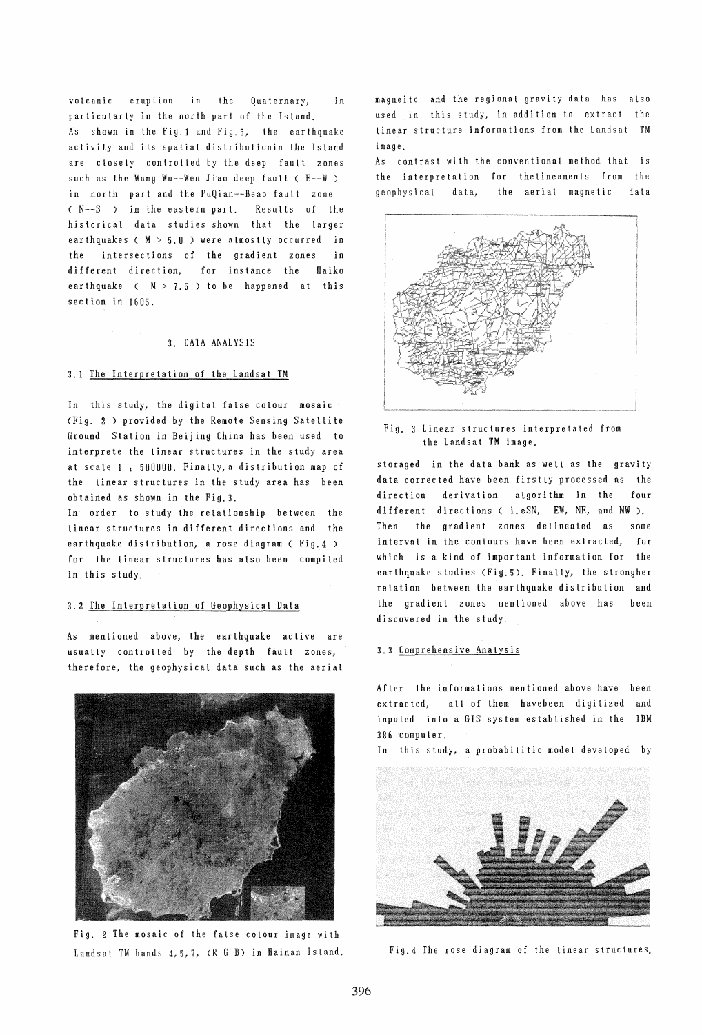volcanic eruption in the Quaternary, in particularly in the north part of the Island.

As shown in the Fig.1 and Fig.5, the earthquake activity and its spatial distributionin the Island are closely controlled by the deep fault zones such as the Wang Wu--Wen Jiao deep fault ( E--W ) in north part and the PuQian--Beao fault zone ( N--S ) in the eastern part. Results of the historical data studies shown that the larger earthquakes ( M > 5.0 ) were almostly occurred in the intersections of the gradient zones in different direction, for instance the Haiko earthquake ( M > 7.5 ) to be happened at this section in 1605.

## 3. DATA ANALYSIS

### 3.1 The Interpretation of the Landsat TM

In this study, the digital false colour mosaic (Fig. 2 ) provided by the Remote Sensing Satellite Ground Station in Beijing China has been used to interprete the linear structures in the study area at scale 1 : 500000. Finally, a distribution map of the linear structures in the study area has been obtained as shown in the Fig.3.

In order to study the relationship between the linear structures in different directions and the earthquake distribution, a rose diagram ( Fig.4 ) for the linear structures has also been compiled in this study.

### 3.2 The Interpretation of Geophysical Data

As mentioned above, the earthquake active are usually controlled by the depth fault zones, therefore, the geophysical data such as the aerial magneitc and the regional gravity data has also used in this study, in addition to extract the linear structure informations from the Landsat TM image.

As contrast with the conventional method that is the interpretation for thelineaments from the geophysical data, the aerial magnetic data storaged in the data bank as well as the gravity data corrected have been firstly processed as the direction derivation algorithm in the four different directions ( i.eSN, EW, NE, and NW ). Then the gradient zones delineated as some interval in the contours have been extracted, for which is a kind of important information for the earthquake studies (Fig.5). Finally, the strongher relation between the earthquake distribution and the gradient zones mentioned above has been discovered in the study.

Fig. 3 Linear structures interpretated from the Landsat TM image.

Fig. 2 The mosaic of the false colour image with Landsat TM bands 4,5,7, (R G B) in Hainan Island.

### 3.3 Comprehensive Analysis

After the informations mentioned above have been extracted, all of them havebeen digitized and inputed into a GIS system established in the IBM 386 computer.

In this study, a probabilitic model developed by

Fig.4 The rose diagram of the linear structures.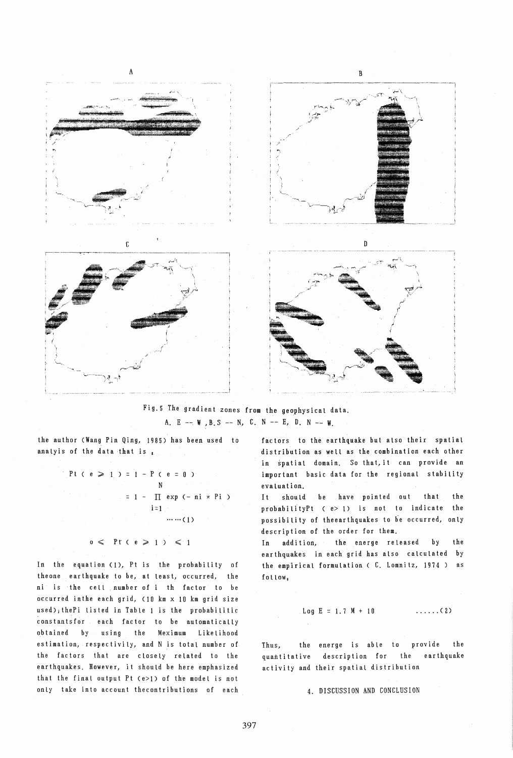Fig.5 The gradient zones from the geophysical data.
A. E -- W ,B.S -- N, C. N -- E, D. N -- W.

the author (Wang Pin Qing, 1985) has been used to analyis of the data that is ,

$$Pt(e \geq 1) = 1 - P(e = 0) = 1 - \prod_{i=1}^{N} \exp(-ni * Pi) \quad \cdots\cdots(1)$$

$$0 \leq Pt(e \geq 1) \leq 1$$

In the equation (1), Pt is the probability of theone earthquake to be, at least, occurred, the ni is the cell number of i th factor to be occurred inthe each grid, (10 km x 10 km grid size used);thePi listed in Table 1 is the probabilitic constantsfor each factor to be automatically obtained by using the Meximum Likelihood estimation, respectivily, and N is total number of the factors that are closely related to the earthquakes. However, it should be here emphasized that the final output Pt (e>1) of the model is not only take into account thecontributions of each factors to the earthquake but also their spatial distribution as well as the combination each other in spatial domain. So that,it can provide an important basic data for the regional stability evaluation.

It should be have pointed out that the probabilityPt ( e> 1) is not to indicate the possibility of theearthquakes to be occurred, only description of the order for them.

In addition, the energe released by the earthquakes in each grid has also calculated by the empirical formulation ( C. Lomnitz, 1974 ) as follow,

$$\text{Log } E = 1.7 M + 10 \quad \ldots\ldots(2)$$

Thus, the energe is able to provide the quantitative description for the earthquake activity and their spatial distribution

## 4. DISCUSSION AND CONCLUSION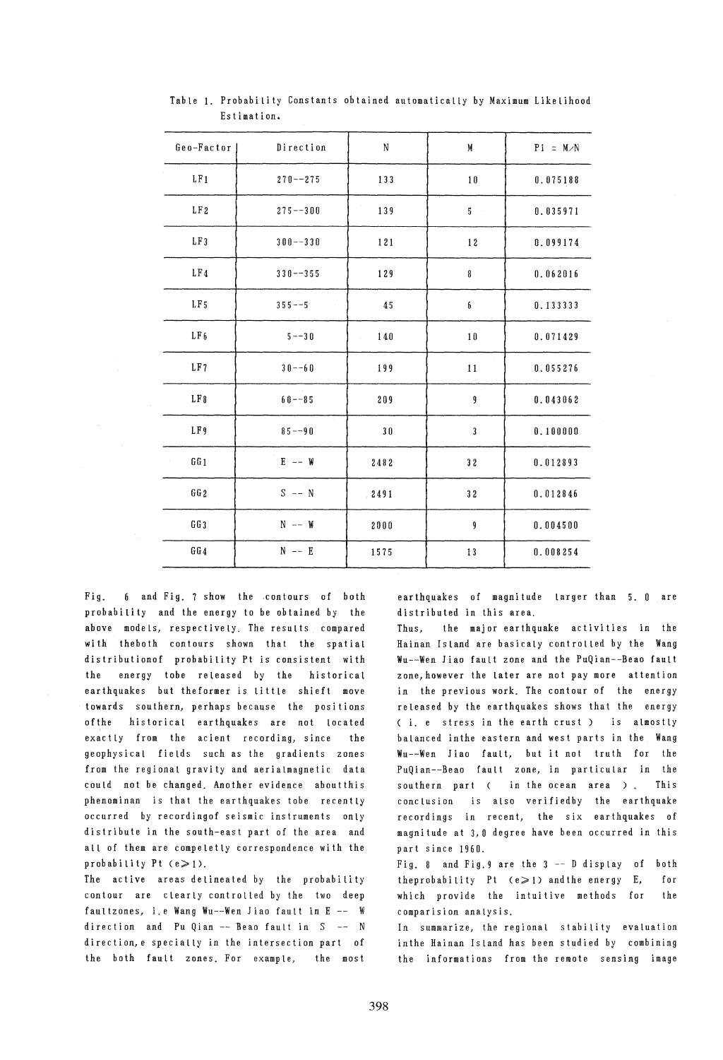Table 1. Probability Constants obtained automatically by Maximum Likelihood Estimation.

| Geo-Factor | Direction | N | M | Pi = M/N |
|---|---|---|---|---|
| LF1 | 270--275 | 133 | 10 | 0.075188 |
| LF2 | 275--300 | 139 | 5 | 0.035971 |
| LF3 | 300--330 | 121 | 12 | 0.099174 |
| LF4 | 330--355 | 129 | 8 | 0.062016 |
| LF5 | 355--5 | 45 | 6 | 0.133333 |
| LF6 | 5--30 | 140 | 10 | 0.071429 |
| LF7 | 30--60 | 199 | 11 | 0.055276 |
| LF8 | 60--85 | 209 | 9 | 0.043062 |
| LF9 | 85--90 | 30 | 3 | 0.100000 |
| GG1 | E -- W | 2482 | 32 | 0.012893 |
| GG2 | S -- N | 2491 | 32 | 0.012846 |
| GG3 | N -- W | 2000 | 9 | 0.004500 |
| GG4 | N -- E | 1575 | 13 | 0.008254 |

Fig. 6 and Fig. 7 show the contours of both probability and the energy to be obtained by the above models, respectively. The results compared with theboth contours shown that the spatial distributionof probability Pt is consistent with the energy tobe released by the historical earthquakes but theformer is little shieft move towards southern, perhaps because the positions ofthe historical earthquakes are not located exactly from the acient recording, since the geophysical fields such as the gradients zones from the regional gravity and aerialmagnetic data could not be changed. Another evidence aboutthis phenominan is that the earthquakes tobe recently occurred by recordingof seismic instruments only distribute in the south-east part of the area and all of them are competetly correspondence with the probability Pt (e≥1).

The active areas delineated by the probability contour are clearly controlled by the two deep faultzones, i.e Wang Wu--Wen Jiao fault in E -- W direction and Pu Qian -- Beao fault in S -- N direction,e specialty in the intersection part of the both fault zones. For example, the most earthquakes of magnitude larger than 5. 0 are distributed in this area.

Thus, the major earthquake activities in the Hainan Island are basicaly controlled by the Wang Wu--Wen Jiao fault zone and the PuQian--Beao fault zone,however the later are not pay more attention in the previous work. The contour of the energy released by the earthquakes shows that the energy ( i. e stress in the earth crust ) is almostly balanced inthe eastern and west parts in the Wang Wu--Wen Jiao fault, but it not truth for the PuQian--Beao fault zone, in particular in the southern part ( in the ocean area ). This conclusion is also verifiedby the earthquake recordings in recent, the six earthquakes of magnitude at 3,0 degree have been occurred in this part since 1960.

Fig. 8 and Fig.9 are the 3 -- D display of both theprobability Pt (e≥1) andthe energy E, for which provide the intuitive methods for the comparision analysis.

In summarize, the regional stability evaluation inthe Hainan Island has been studied by combining the informations from the remote sensing image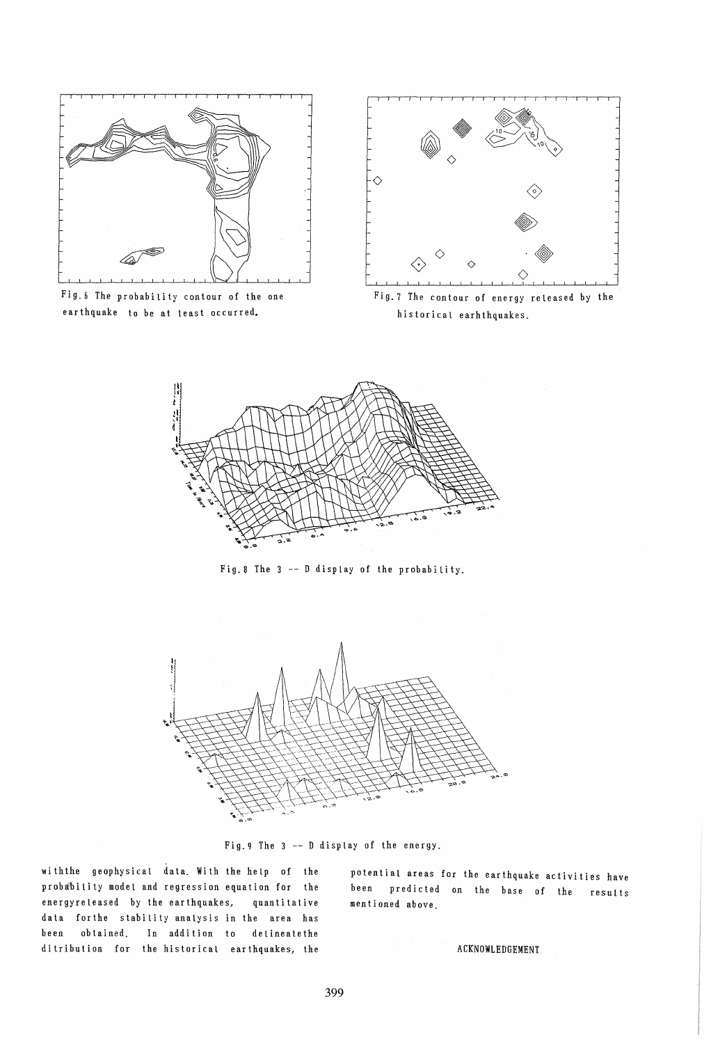Fig.6 The probability contour of the one earthquake to be at least occurred.

Fig.7 The contour of energy released by the historical earhthquakes.

Fig.8 The 3 -- D display of the probability.

Fig.9 The 3 -- D display of the energy.

withthe geophysical data. With the help of the probability model and regression equation for the energyreleased by the earthquakes, quantitative data forthe stability analysis in the area has been obtained. In addition to delineatethe ditribution for the historical earthquakes, the potential areas for the earthquake activities have been predicted on the base of the results mentioned above.

## ACKNOWLEDGEMENT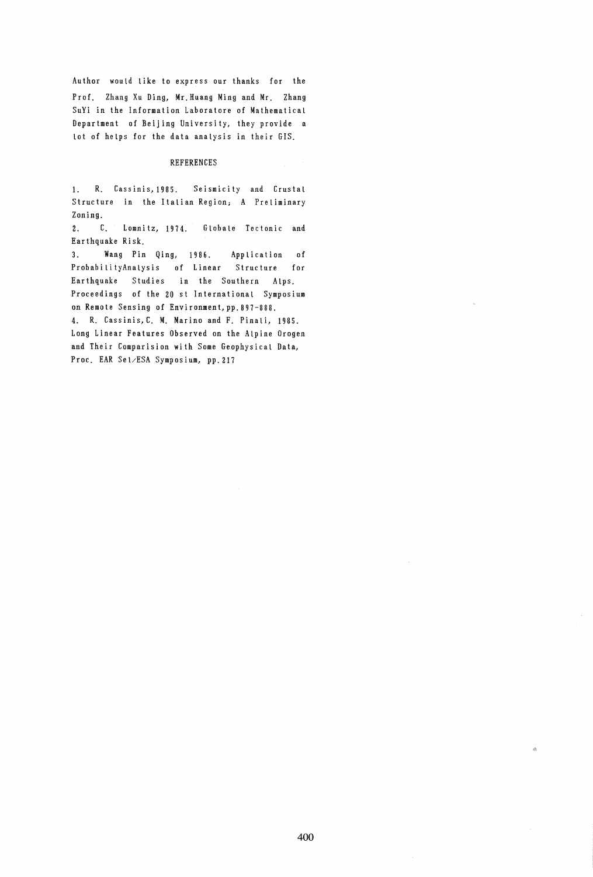Author would like to express our thanks for the Prof. Zhang Xu Ding, Mr.Huang Ming and Mr. Zhang SuYi in the Information Laboratore of Mathematical Department of Beijing University, they provide a lot of helps for the data analysis in their GIS.

## REFERENCES

1. R. Cassinis,1985. Seismicity and Crustal Structure in the Italian Region; A Preliminary Zoning.
2. C. Lomnitz, 1974. Globale Tectonic and Earthquake Risk.
3. Wang Pin Qing, 1986. Application of ProbabilityAnalysis of Linear Structure for Earthquake Studies in the Southern Alps. Proceedings of the 20 st International Symposium on Remote Sensing of Environment,pp.897-888.
4. R. Cassinis,C. M. Marino and F. Pinali, 1985. Long Linear Features Observed on the Alpine Orogen and Their Comparision with Some Geophysical Data, Proc. EAR Sel/ESA Symposium, pp.217